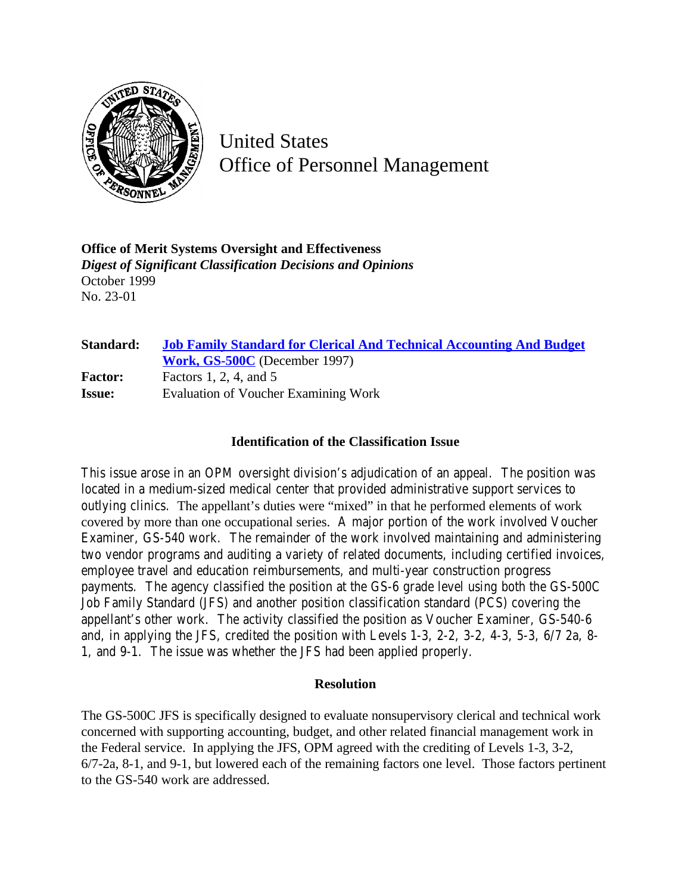United States
Office of Personnel Management

**Office of Merit Systems Oversight and Effectiveness**
*Digest of Significant Classification Decisions and Opinions*
October 1999
No. 23-01

|  |  |
|---|---|
| **Standard:** | **Job Family Standard for Clerical And Technical Accounting And Budget Work, GS-500C** (December 1997) |
| **Factor:** | Factors 1, 2, 4, and 5 |
| **Issue:** | Evaluation of Voucher Examining Work |

### Identification of the Classification Issue

This issue arose in an OPM oversight division's adjudication of an appeal. The position was located in a medium-sized medical center that provided administrative support services to outlying clinics. The appellant's duties were "mixed" in that he performed elements of work covered by more than one occupational series. A major portion of the work involved Voucher Examiner, GS-540 work. The remainder of the work involved maintaining and administering two vendor programs and auditing a variety of related documents, including certified invoices, employee travel and education reimbursements, and multi-year construction progress payments. The agency classified the position at the GS-6 grade level using both the GS-500C Job Family Standard (JFS) and another position classification standard (PCS) covering the appellant's other work. The activity classified the position as Voucher Examiner, GS-540-6 and, in applying the JFS, credited the position with Levels 1-3, 2-2, 3-2, 4-3, 5-3, 6/7 2a, 8-1, and 9-1. The issue was whether the JFS had been applied properly.

### Resolution

The GS-500C JFS is specifically designed to evaluate nonsupervisory clerical and technical work concerned with supporting accounting, budget, and other related financial management work in the Federal service. In applying the JFS, OPM agreed with the crediting of Levels 1-3, 3-2, 6/7-2a, 8-1, and 9-1, but lowered each of the remaining factors one level. Those factors pertinent to the GS-540 work are addressed.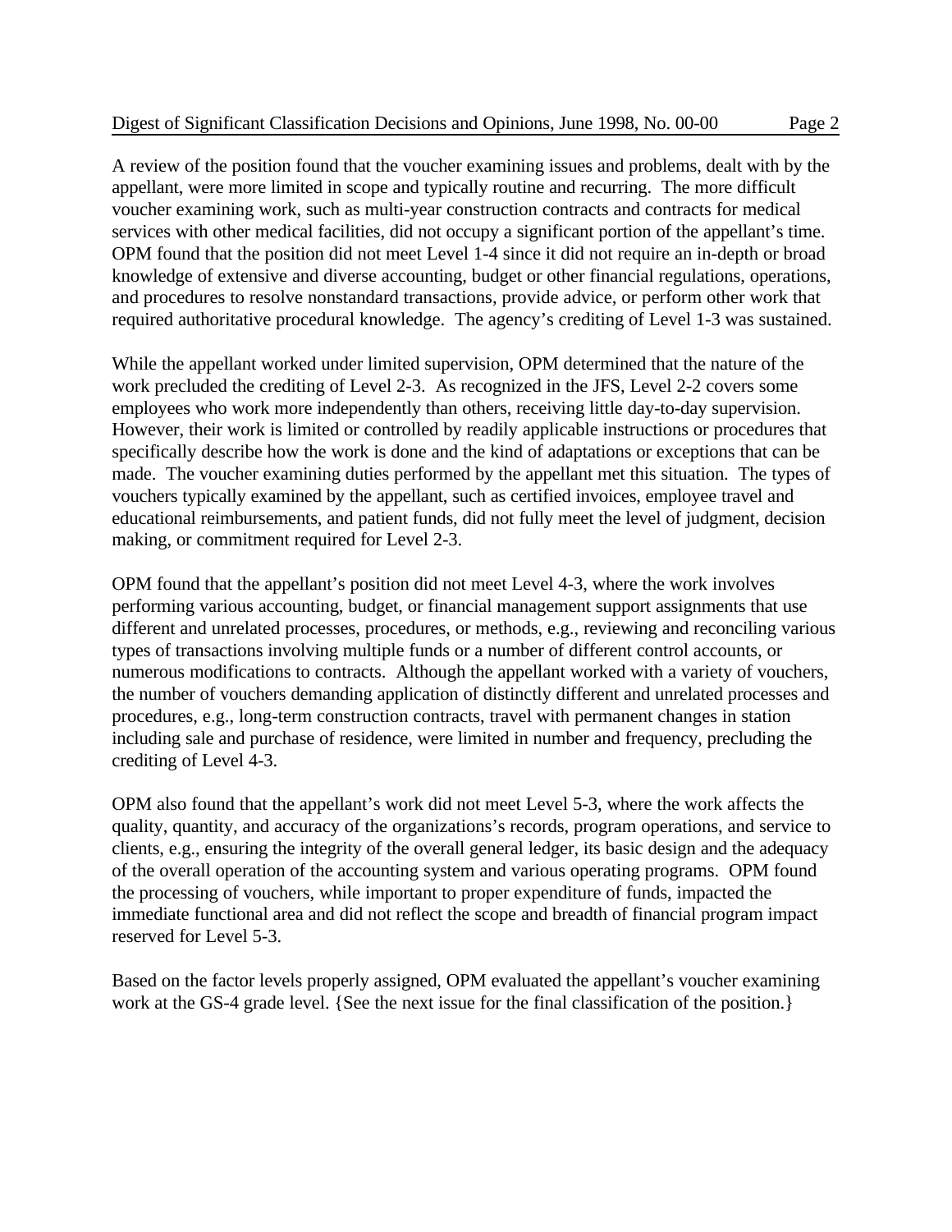A review of the position found that the voucher examining issues and problems, dealt with by the appellant, were more limited in scope and typically routine and recurring. The more difficult voucher examining work, such as multi-year construction contracts and contracts for medical services with other medical facilities, did not occupy a significant portion of the appellant's time. OPM found that the position did not meet Level 1-4 since it did not require an in-depth or broad knowledge of extensive and diverse accounting, budget or other financial regulations, operations, and procedures to resolve nonstandard transactions, provide advice, or perform other work that required authoritative procedural knowledge. The agency's crediting of Level 1-3 was sustained.

While the appellant worked under limited supervision, OPM determined that the nature of the work precluded the crediting of Level 2-3. As recognized in the JFS, Level 2-2 covers some employees who work more independently than others, receiving little day-to-day supervision. However, their work is limited or controlled by readily applicable instructions or procedures that specifically describe how the work is done and the kind of adaptations or exceptions that can be made. The voucher examining duties performed by the appellant met this situation. The types of vouchers typically examined by the appellant, such as certified invoices, employee travel and educational reimbursements, and patient funds, did not fully meet the level of judgment, decision making, or commitment required for Level 2-3.

OPM found that the appellant's position did not meet Level 4-3, where the work involves performing various accounting, budget, or financial management support assignments that use different and unrelated processes, procedures, or methods, e.g., reviewing and reconciling various types of transactions involving multiple funds or a number of different control accounts, or numerous modifications to contracts. Although the appellant worked with a variety of vouchers, the number of vouchers demanding application of distinctly different and unrelated processes and procedures, e.g., long-term construction contracts, travel with permanent changes in station including sale and purchase of residence, were limited in number and frequency, precluding the crediting of Level 4-3.

OPM also found that the appellant's work did not meet Level 5-3, where the work affects the quality, quantity, and accuracy of the organizations's records, program operations, and service to clients, e.g., ensuring the integrity of the overall general ledger, its basic design and the adequacy of the overall operation of the accounting system and various operating programs. OPM found the processing of vouchers, while important to proper expenditure of funds, impacted the immediate functional area and did not reflect the scope and breadth of financial program impact reserved for Level 5-3.

Based on the factor levels properly assigned, OPM evaluated the appellant's voucher examining work at the GS-4 grade level. {See the next issue for the final classification of the position.}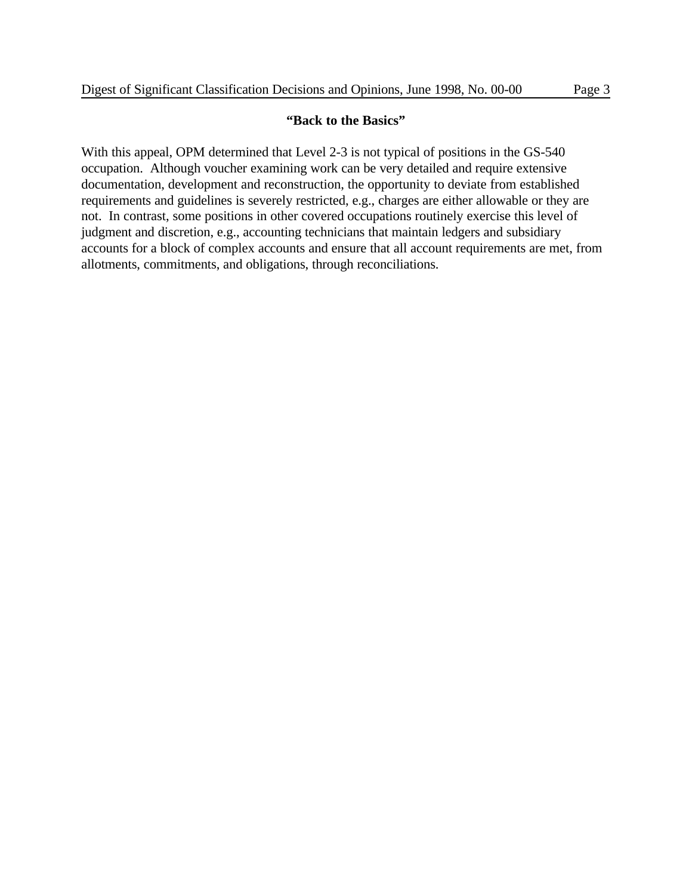**"Back to the Basics"**

With this appeal, OPM determined that Level 2-3 is not typical of positions in the GS-540 occupation. Although voucher examining work can be very detailed and require extensive documentation, development and reconstruction, the opportunity to deviate from established requirements and guidelines is severely restricted, e.g., charges are either allowable or they are not. In contrast, some positions in other covered occupations routinely exercise this level of judgment and discretion, e.g., accounting technicians that maintain ledgers and subsidiary accounts for a block of complex accounts and ensure that all account requirements are met, from allotments, commitments, and obligations, through reconciliations.